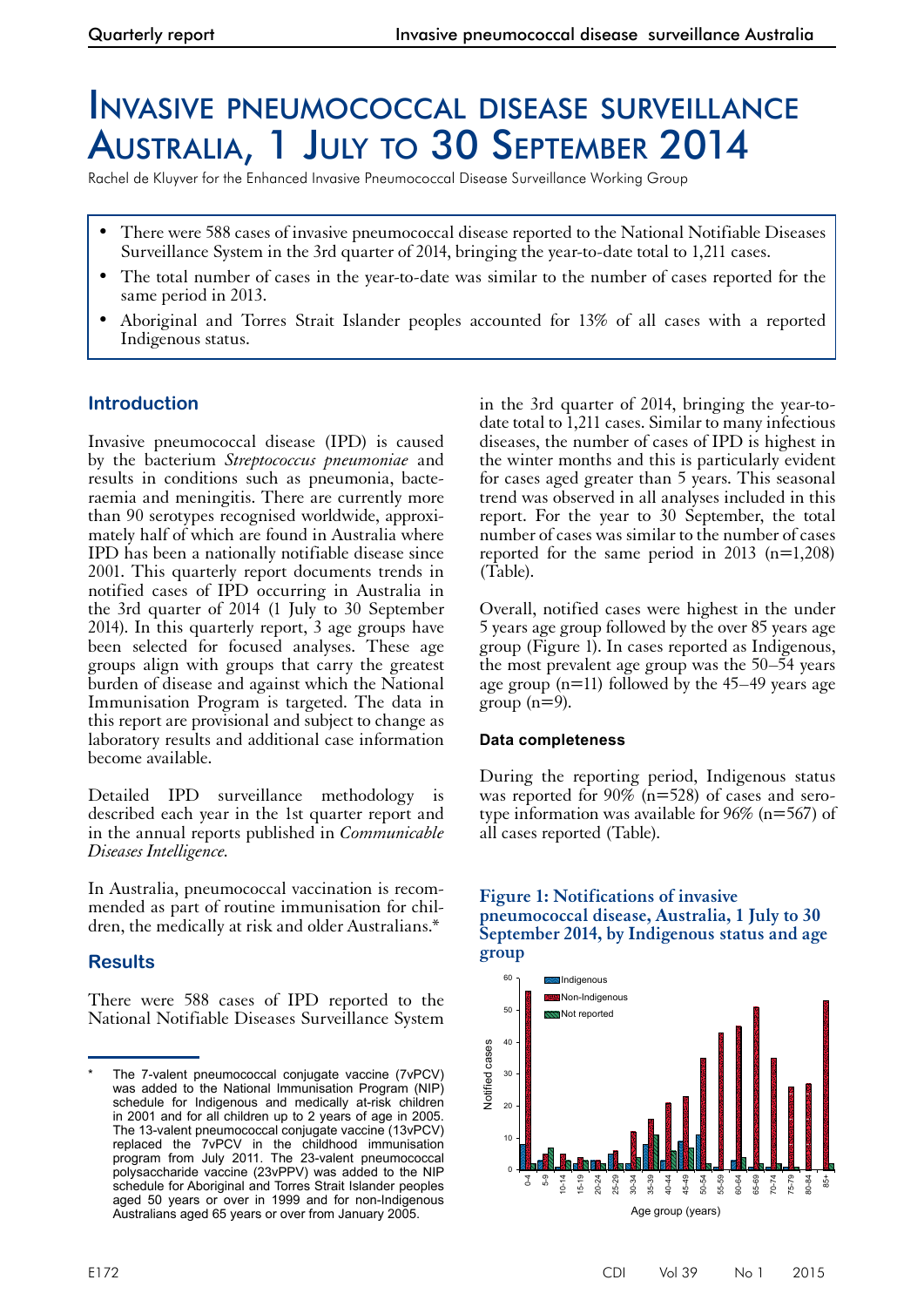# Invasive pneumococcal disease surveillance Australia, 1 July to 30 September 2014

Rachel de Kluyver for the Enhanced Invasive Pneumococcal Disease Surveillance Working Group

- There were 588 cases of invasive pneumococcal disease reported to the National Notifiable Diseases Surveillance System in the 3rd quarter of 2014, bringing the year-to-date total to 1,211 cases.
- The total number of cases in the year-to-date was similar to the number of cases reported for the same period in 2013.
- Aboriginal and Torres Strait Islander peoples accounted for 13% of all cases with a reported Indigenous status.

## Introduction

Invasive pneumococcal disease (IPD) is caused by the bacterium *Streptococcus pneumoniae* and results in conditions such as pneumonia, bacteraemia and meningitis. There are currently more than 90 serotypes recognised worldwide, approximately half of which are found in Australia where IPD has been a nationally notifiable disease since 2001. This quarterly report documents trends in notified cases of IPD occurring in Australia in the 3rd quarter of 2014 (1 July to 30 September 2014). In this quarterly report, 3 age groups have been selected for focused analyses. These age groups align with groups that carry the greatest burden of disease and against which the National Immunisation Program is targeted. The data in this report are provisional and subject to change as laboratory results and additional case information become available.

Detailed IPD surveillance methodology is described each year in the 1st quarter report and in the annual reports published in *Communicable Diseases Intelligence*.

In Australia, pneumococcal vaccination is recommended as part of routine immunisation for children, the medically at risk and older Australians.*

## Results

There were 588 cases of IPD reported to the National Notifiable Diseases Surveillance System in the 3rd quarter of 2014, bringing the year-to-date total to 1,211 cases. Similar to many infectious diseases, the number of cases of IPD is highest in the winter months and this is particularly evident for cases aged greater than 5 years. This seasonal trend was observed in all analyses included in this report. For the year to 30 September, the total number of cases was similar to the number of cases reported for the same period in 2013 (n=1,208) (Table).

Overall, notified cases were highest in the under 5 years age group followed by the over 85 years age group (Figure 1). In cases reported as Indigenous, the most prevalent age group was the 50–54 years age group (n=11) followed by the 45–49 years age group (n=9).

### Data completeness

During the reporting period, Indigenous status was reported for 90% (n=528) of cases and serotype information was available for 96% (n=567) of all cases reported (Table).

**Figure 1: Notifications of invasive pneumococcal disease, Australia, 1 July to 30 September 2014, by Indigenous status and age group**

---

\* The 7-valent pneumococcal conjugate vaccine (7vPCV) was added to the National Immunisation Program (NIP) schedule for Indigenous and medically at-risk children in 2001 and for all children up to 2 years of age in 2005. The 13-valent pneumococcal conjugate vaccine (13vPCV) replaced the 7vPCV in the childhood immunisation program from July 2011. The 23-valent pneumococcal polysaccharide vaccine (23vPPV) was added to the NIP schedule for Aboriginal and Torres Strait Islander peoples aged 50 years or over in 1999 and for non-Indigenous Australians aged 65 years or over from January 2005.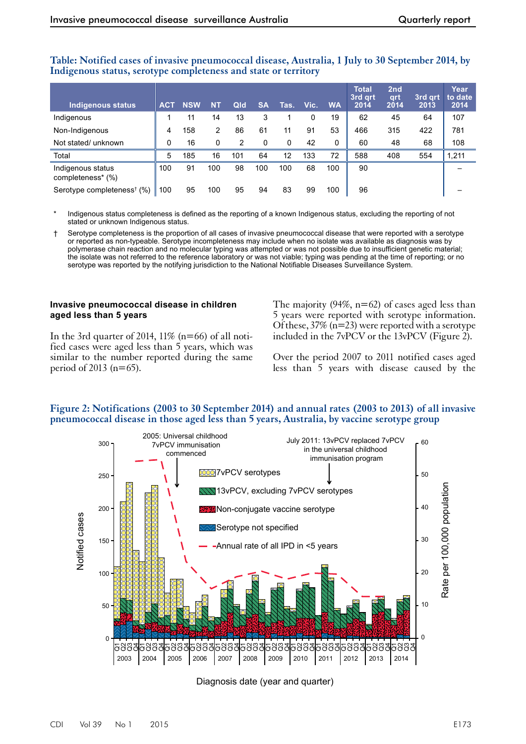**Table: Notified cases of invasive pneumococcal disease, Australia, 1 July to 30 September 2014, by Indigenous status, serotype completeness and state or territory**

| Indigenous status | ACT | NSW | NT | Qld | SA | Tas. | Vic. | WA | Total 3rd qrt 2014 | 2nd qrt 2014 | 3rd qrt 2013 | Year to date 2014 |
|---|---|---|---|---|---|---|---|---|---|---|---|---|
| Indigenous | 1 | 11 | 14 | 13 | 3 | 1 | 0 | 19 | 62 | 45 | 64 | 107 |
| Non-Indigenous | 4 | 158 | 2 | 86 | 61 | 11 | 91 | 53 | 466 | 315 | 422 | 781 |
| Not stated/ unknown | 0 | 16 | 0 | 2 | 0 | 0 | 42 | 0 | 60 | 48 | 68 | 108 |
| Total | 5 | 185 | 16 | 101 | 64 | 12 | 133 | 72 | 588 | 408 | 554 | 1,211 |
| Indigenous status completeness* (%) | 100 | 91 | 100 | 98 | 100 | 100 | 68 | 100 | 90 | | | – |
| Serotype completeness† (%) | 100 | 95 | 100 | 95 | 94 | 83 | 99 | 100 | 96 | | | – |

\* Indigenous status completeness is defined as the reporting of a known Indigenous status, excluding the reporting of not stated or unknown Indigenous status.

† Serotype completeness is the proportion of all cases of invasive pneumococcal disease that were reported with a serotype or reported as non-typeable. Serotype incompleteness may include when no isolate was available as diagnosis was by polymerase chain reaction and no molecular typing was attempted or was not possible due to insufficient genetic material; the isolate was not referred to the reference laboratory or was not viable; typing was pending at the time of reporting; or no serotype was reported by the notifying jurisdiction to the National Notifiable Diseases Surveillance System.

### Invasive pneumococcal disease in children aged less than 5 years

In the 3rd quarter of 2014, 11% (n=66) of all notified cases were aged less than 5 years, which was similar to the number reported during the same period of 2013 (n=65).

The majority (94%, n=62) of cases aged less than 5 years were reported with serotype information. Of these, 37% (n=23) were reported with a serotype included in the 7vPCV or the 13vPCV (Figure 2).

Over the period 2007 to 2011 notified cases aged less than 5 years with disease caused by the

**Figure 2: Notifications (2003 to 30 September 2014) and annual rates (2003 to 2013) of all invasive pneumococcal disease in those aged less than 5 years, Australia, by vaccine serotype group**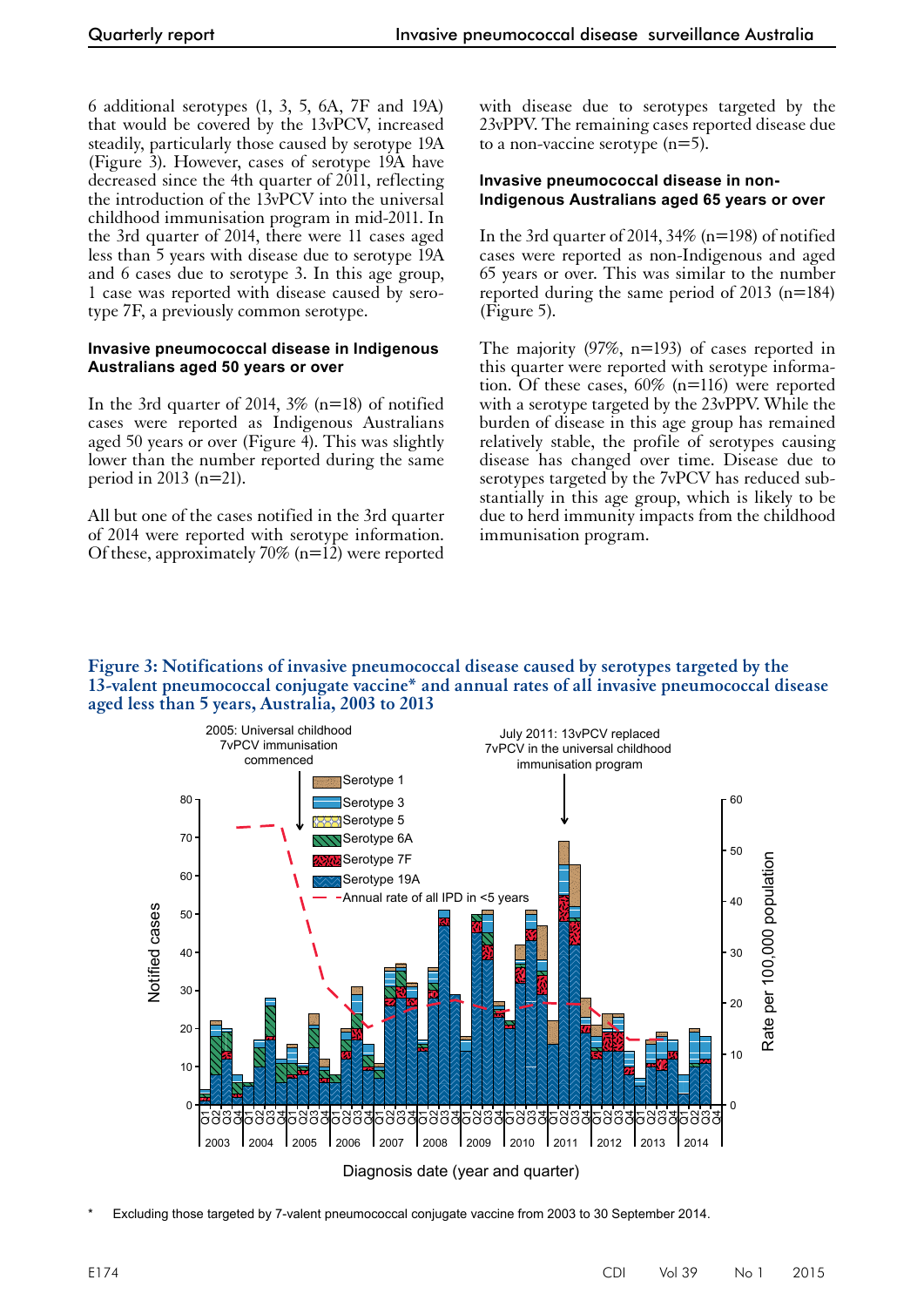6 additional serotypes (1, 3, 5, 6A, 7F and 19A) that would be covered by the 13vPCV, increased steadily, particularly those caused by serotype 19A (Figure 3). However, cases of serotype 19A have decreased since the 4th quarter of 2011, reflecting the introduction of the 13vPCV into the universal childhood immunisation program in mid-2011. In the 3rd quarter of 2014, there were 11 cases aged less than 5 years with disease due to serotype 19A and 6 cases due to serotype 3. In this age group, 1 case was reported with disease caused by serotype 7F, a previously common serotype.

### Invasive pneumococcal disease in Indigenous Australians aged 50 years or over

In the 3rd quarter of 2014, 3% (n=18) of notified cases were reported as Indigenous Australians aged 50 years or over (Figure 4). This was slightly lower than the number reported during the same period in 2013 (n=21).

All but one of the cases notified in the 3rd quarter of 2014 were reported with serotype information. Of these, approximately 70% (n=12) were reported with disease due to serotypes targeted by the 23vPPV. The remaining cases reported disease due to a non-vaccine serotype (n=5).

### Invasive pneumococcal disease in non-Indigenous Australians aged 65 years or over

In the 3rd quarter of 2014, 34% (n=198) of notified cases were reported as non-Indigenous and aged 65 years or over. This was similar to the number reported during the same period of 2013 (n=184) (Figure 5).

The majority (97%, n=193) of cases reported in this quarter were reported with serotype information. Of these cases, 60% (n=116) were reported with a serotype targeted by the 23vPPV. While the burden of disease in this age group has remained relatively stable, the profile of serotypes causing disease has changed over time. Disease due to serotypes targeted by the 7vPCV has reduced substantially in this age group, which is likely to be due to herd immunity impacts from the childhood immunisation program.

**Figure 3: Notifications of invasive pneumococcal disease caused by serotypes targeted by the 13-valent pneumococcal conjugate vaccine* and annual rates of all invasive pneumococcal disease aged less than 5 years, Australia, 2003 to 2013**

\* Excluding those targeted by 7-valent pneumococcal conjugate vaccine from 2003 to 30 September 2014.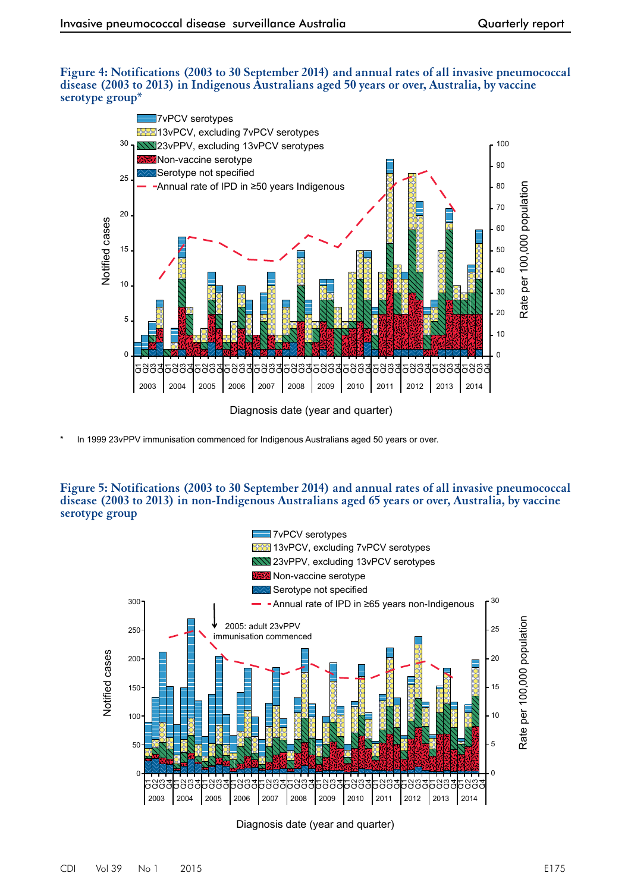**Figure 4: Notifications (2003 to 30 September 2014) and annual rates of all invasive pneumococcal disease (2003 to 2013) in Indigenous Australians aged 50 years or over, Australia, by vaccine serotype group***

\* In 1999 23vPPV immunisation commenced for Indigenous Australians aged 50 years or over.

**Figure 5: Notifications (2003 to 30 September 2014) and annual rates of all invasive pneumococcal disease (2003 to 2013) in non-Indigenous Australians aged 65 years or over, Australia, by vaccine serotype group**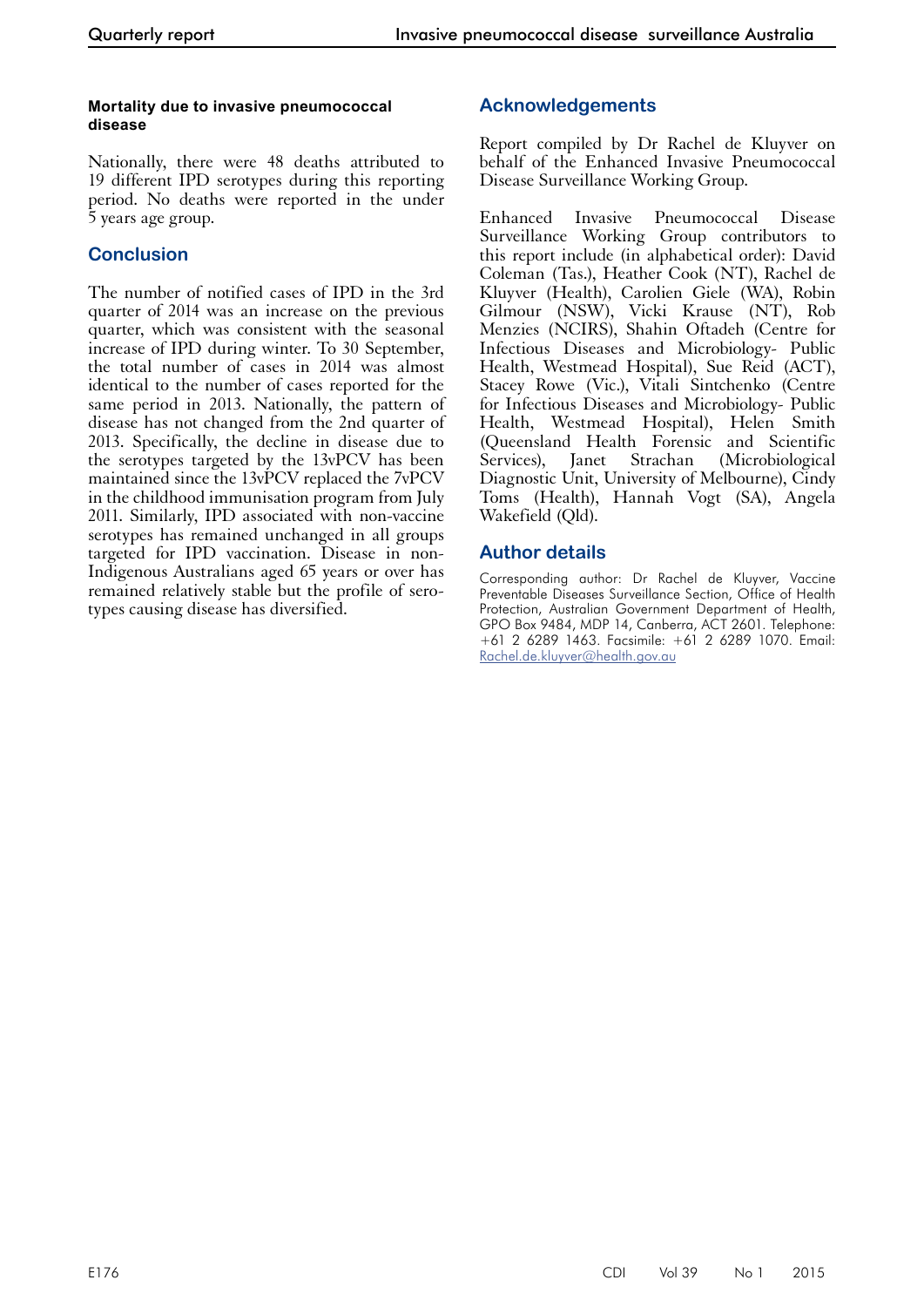#### Mortality due to invasive pneumococcal disease

Nationally, there were 48 deaths attributed to 19 different IPD serotypes during this reporting period. No deaths were reported in the under 5 years age group.

## Conclusion

The number of notified cases of IPD in the 3rd quarter of 2014 was an increase on the previous quarter, which was consistent with the seasonal increase of IPD during winter. To 30 September, the total number of cases in 2014 was almost identical to the number of cases reported for the same period in 2013. Nationally, the pattern of disease has not changed from the 2nd quarter of 2013. Specifically, the decline in disease due to the serotypes targeted by the 13vPCV has been maintained since the 13vPCV replaced the 7vPCV in the childhood immunisation program from July 2011. Similarly, IPD associated with non-vaccine serotypes has remained unchanged in all groups targeted for IPD vaccination. Disease in non-Indigenous Australians aged 65 years or over has remained relatively stable but the profile of serotypes causing disease has diversified.

## Acknowledgements

Report compiled by Dr Rachel de Kluyver on behalf of the Enhanced Invasive Pneumococcal Disease Surveillance Working Group.

Enhanced Invasive Pneumococcal Disease Surveillance Working Group contributors to this report include (in alphabetical order): David Coleman (Tas.), Heather Cook (NT), Rachel de Kluyver (Health), Carolien Giele (WA), Robin Gilmour (NSW), Vicki Krause (NT), Rob Menzies (NCIRS), Shahin Oftadeh (Centre for Infectious Diseases and Microbiology- Public Health, Westmead Hospital), Sue Reid (ACT), Stacey Rowe (Vic.), Vitali Sintchenko (Centre for Infectious Diseases and Microbiology- Public Health, Westmead Hospital), Helen Smith (Queensland Health Forensic and Scientific Services), Janet Strachan (Microbiological Diagnostic Unit, University of Melbourne), Cindy Toms (Health), Hannah Vogt (SA), Angela Wakefield (Qld).

## Author details

Corresponding author: Dr Rachel de Kluyver, Vaccine Preventable Diseases Surveillance Section, Office of Health Protection, Australian Government Department of Health, GPO Box 9484, MDP 14, Canberra, ACT 2601. Telephone: +61 2 6289 1463. Facsimile: +61 2 6289 1070. Email: Rachel.de.kluyver@health.gov.au